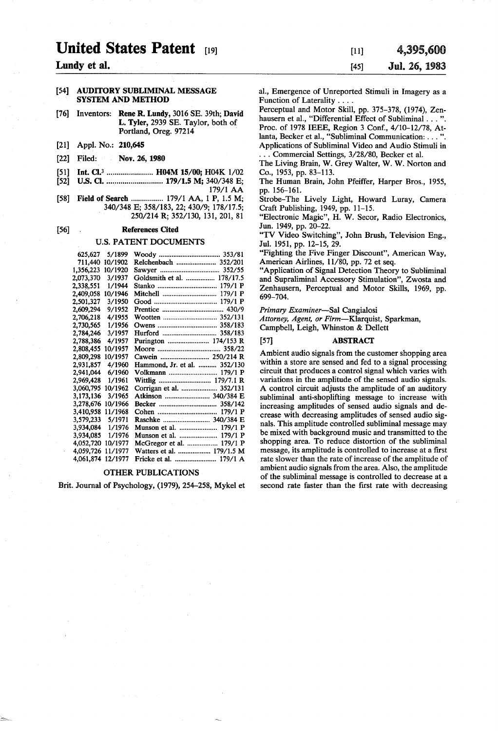# United States Patent [19]

**Lundy et al.**

[11] **4,395,600**

[45] **Jul. 26, 1983**

[54] **AUDITORY SUBLIMINAL MESSAGE SYSTEM AND METHOD**

[76] Inventors: **Rene R. Lundy**, 3016 SE. 39th; **David L. Tyler**, 2939 SE. Taylor, both of Portland, Oreg. 97214

[21] Appl. No.: **210,645**

[22] Filed: **Nov. 26, 1980**

[51] Int. Cl.[3] ....................... **H04M 15/00**; H04K 1/02

[52] U.S. Cl. ............................ **179/1.5 M**; 340/348 E; 179/1 AA

[58] Field of Search ................ 179/1 AA, 1 P, 1.5 M; 340/348 E; 358/183, 22; 430/9; 178/17.5; 250/214 R; 352/130, 131, 201, 81

[56] **References Cited**

U.S. PATENT DOCUMENTS

| | | | |
|---|---|---|---|
| 625,627 | 5/1899 | Woody | 353/81 |
| 711,440 | 10/1902 | Reichenbach | 352/201 |
| 1,356,223 | 10/1920 | Sawyer | 352/55 |
| 2,073,370 | 3/1937 | Goldsmith et al. | 178/17.5 |
| 2,338,551 | 1/1944 | Stanko | 179/1 P |
| 2,409,058 | 10/1946 | Mitchell | 179/1 P |
| 2,501,327 | 3/1950 | Good | 179/1 P |
| 2,609,294 | 9/1952 | Prentice | 430/9 |
| 2,706,218 | 4/1955 | Wootten | 352/131 |
| 2,730,565 | 1/1956 | Owens | 358/183 |
| 2,784,246 | 3/1957 | Hurford | 358/183 |
| 2,788,386 | 4/1957 | Purington | 174/153 R |
| 2,808,455 | 10/1957 | Moore | 358/22 |
| 2,809,298 | 10/1957 | Cawein | 250/214 R |
| 2,931,857 | 4/1960 | Hammond, Jr. et al. | 352/130 |
| 2,941,044 | 6/1960 | Volkmann | 179/1 P |
| 2,969,428 | 1/1961 | Wittlig | 179/7.1 R |
| 3,060,795 | 10/1962 | Corrigan et al. | 352/131 |
| 3,173,136 | 3/1965 | Atkinson | 340/384 E |
| 3,278,676 | 10/1966 | Becker | 358/142 |
| 3,410,958 | 11/1968 | Cohen | 179/1 P |
| 3,579,233 | 5/1971 | Raschke | 340/384 E |
| 3,934,084 | 1/1976 | Munson et al. | 179/1 P |
| 3,934,085 | 1/1976 | Munson et al. | 179/1 P |
| 4,052,720 | 10/1977 | McGregor et al. | 179/1 P |
| 4,059,726 | 11/1977 | Watters et al. | 179/1.5 M |
| 4,061,874 | 12/1977 | Fricke et al. | 179/1 A |

OTHER PUBLICATIONS

Brit. Journal of Psychology, (1979), 254–258, Mykel et al., Emergence of Unreported Stimuli in Imagery as a Function of Laterality . . . .

Perceptual and Motor Skill, pp. 375–378, (1974), Zenhausern et al., "Differential Effect of Subliminal . . . ".

Proc. of 1978 IEEE, Region 3 Conf., 4/10–12/78, Atlanta, Becker et al., "Subliminal Communication: . . . ".

Applications of Subliminal Video and Audio Stimuli in . . . Commercial Settings, 3/28/80, Becker et al.

The Living Brain, W. Grey Walter, W. W. Norton and Co., 1953, pp. 83–113.

The Human Brain, John Pfeiffer, Harper Bros., 1955, pp. 156–161.

Strobe–The Lively Light, Howard Luray, Camera Craft Publishing, 1949, pp. 11–15.

"Electronic Magic", H. W. Secor, Radio Electronics, Jun. 1949, pp. 20–22.

"TV Video Switching", John Brush, Television Eng., Jul. 1951, pp. 12–15, 29.

"Fighting the Five Finger Discount", American Way, American Airlines, 11/80, pp. 72 et seq.

"Application of Signal Detection Theory to Subliminal and Supraliminal Accessory Stimulation", Zwosta and Zenhausern, Perceptual and Motor Skills, 1969, pp. 699–704.

*Primary Examiner*—Sal Cangialosi

*Attorney, Agent, or Firm*—Klarquist, Sparkman, Campbell, Leigh, Whinston & Dellett

[57] **ABSTRACT**

Ambient audio signals from the customer shopping area within a store are sensed and fed to a signal processing circuit that produces a control signal which varies with variations in the amplitude of the sensed audio signals. A control circuit adjusts the amplitude of an auditory subliminal anti-shoplifting message to increase with increasing amplitudes of sensed audio signals and decrease with decreasing amplitudes of sensed audio signals. This amplitude controlled subliminal message may be mixed with background music and transmitted to the shopping area. To reduce distortion of the subliminal message, its amplitude is controlled to increase at a first rate slower than the rate of increase of the amplitude of ambient audio signals from the area. Also, the amplitude of the subliminal message is controlled to decrease at a second rate faster than the first rate with decreasing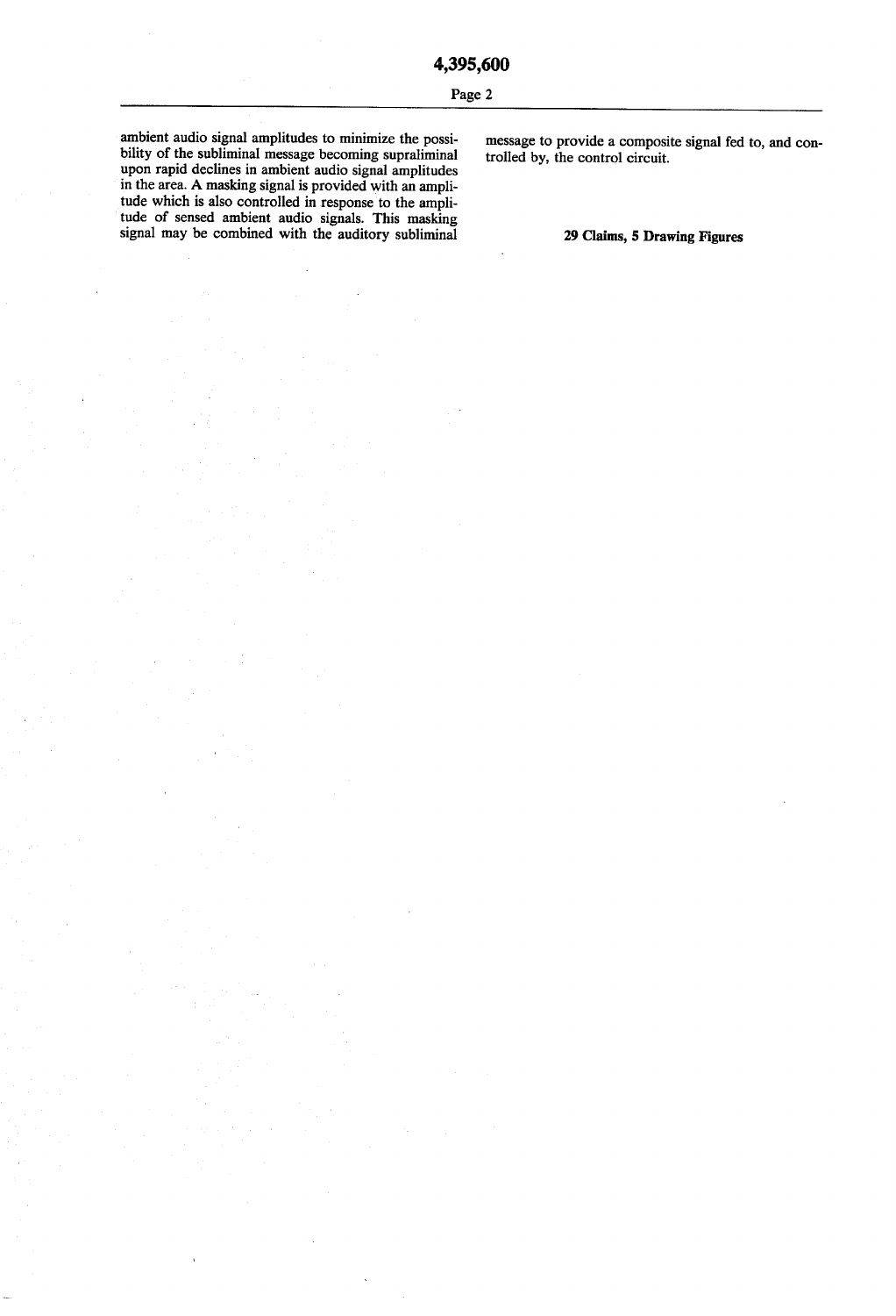ambient audio signal amplitudes to minimize the possibility of the subliminal message becoming supraliminal upon rapid declines in ambient audio signal amplitudes in the area. A masking signal is provided with an amplitude which is also controlled in response to the amplitude of sensed ambient audio signals. This masking signal may be combined with the auditory subliminal message to provide a composite signal fed to, and controlled by, the control circuit.

**29 Claims, 5 Drawing Figures**